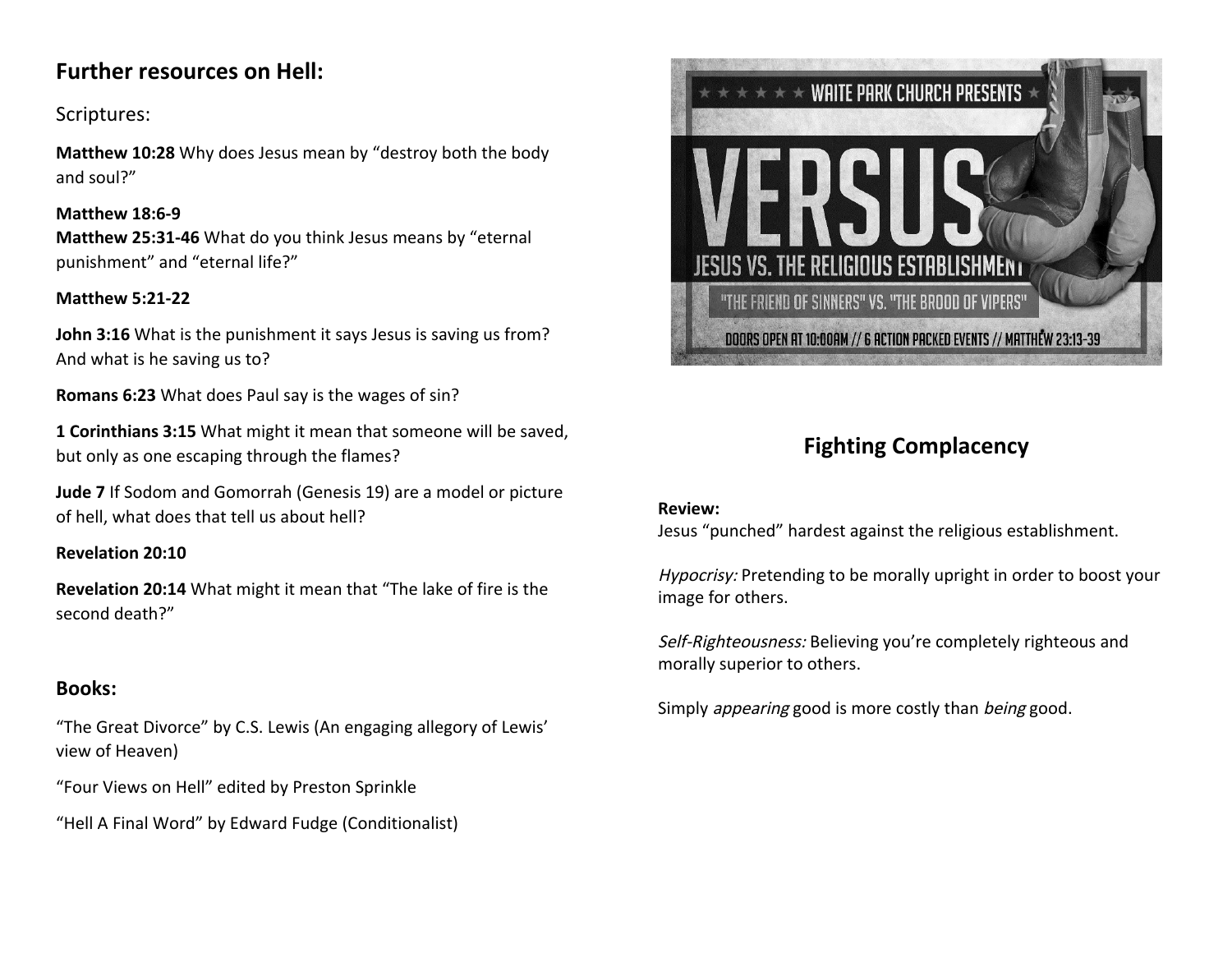## Further resources on Hell:

Scriptures:

**Matthew 10:28** Why does Jesus mean by "destroy both the body and soul?"

**Matthew 18:6-9**
**Matthew 25:31-46** What do you think Jesus means by "eternal punishment" and "eternal life?"

**Matthew 5:21-22**

**John 3:16** What is the punishment it says Jesus is saving us from? And what is he saving us to?

**Romans 6:23** What does Paul say is the wages of sin?

**1 Corinthians 3:15** What might it mean that someone will be saved, but only as one escaping through the flames?

**Jude 7** If Sodom and Gomorrah (Genesis 19) are a model or picture of hell, what does that tell us about hell?

**Revelation 20:10**

**Revelation 20:14** What might it mean that "The lake of fire is the second death?"

### Books:

"The Great Divorce" by C.S. Lewis (An engaging allegory of Lewis' view of Heaven)

"Four Views on Hell" edited by Preston Sprinkle

"Hell A Final Word" by Edward Fudge (Conditionalist)

★ ★ ★ ★ ★ WAITE PARK CHURCH PRESENTS ★

VERSUS

JESUS VS. THE RELIGIOUS ESTABLISHMENT

"THE FRIEND OF SINNERS" VS. "THE BROOD OF VIPERS"

DOORS OPEN AT 10:00AM // 6 ACTION PACKED EVENTS // MATTHEW 23:13-39

## Fighting Complacency

**Review:**
Jesus "punched" hardest against the religious establishment.

*Hypocrisy:* Pretending to be morally upright in order to boost your image for others.

*Self-Righteousness:* Believing you're completely righteous and morally superior to others.

Simply *appearing* good is more costly than *being* good.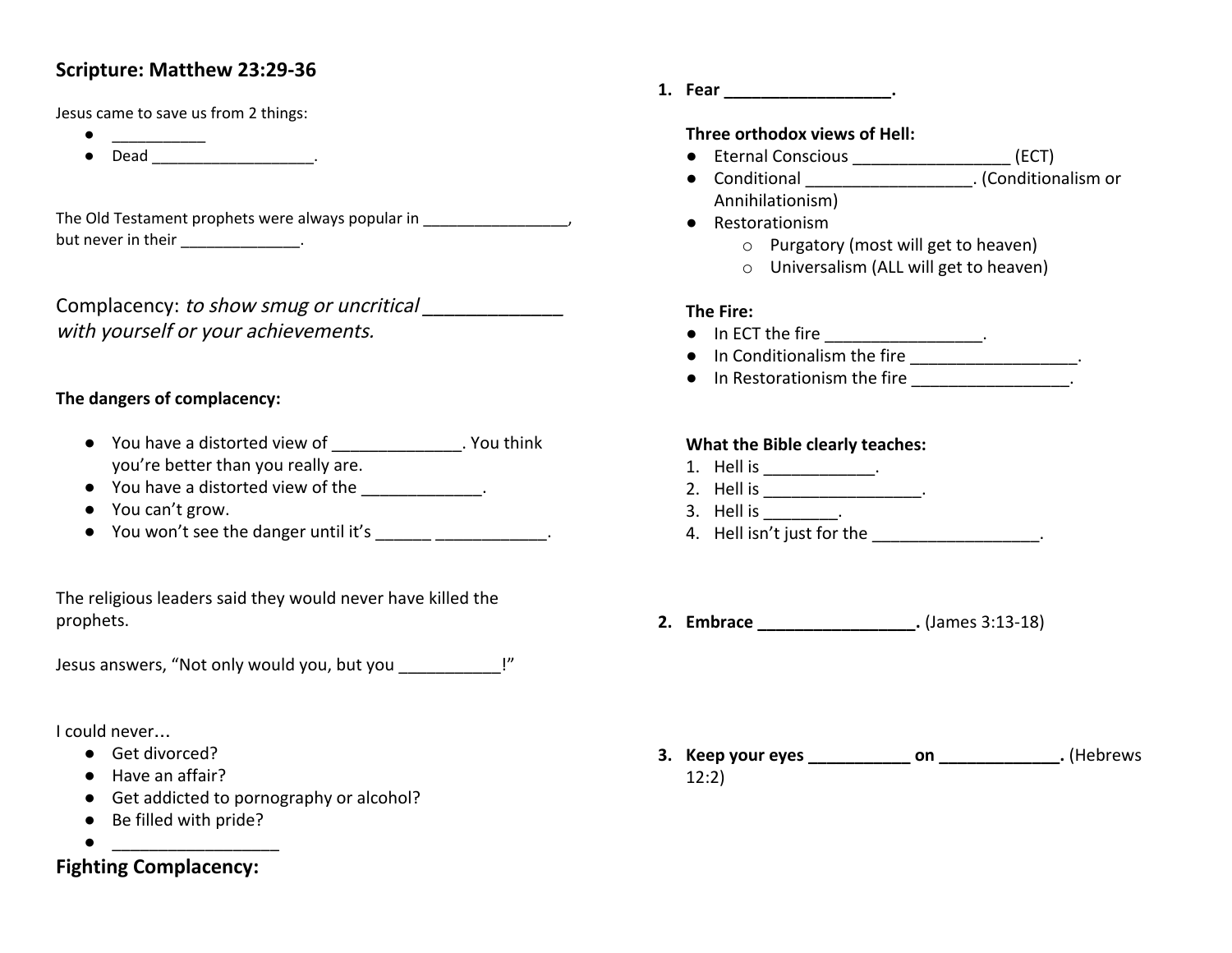**Scripture: Matthew 23:29-36**

Jesus came to save us from 2 things:

- ___________
- Dead ___________________.

The Old Testament prophets were always popular in _________________, but never in their ______________.

Complacency: *to show smug or uncritical ______________ with yourself or your achievements.*

**The dangers of complacency:**

- You have a distorted view of ______________. You think you're better than you really are.
- You have a distorted view of the _____________.
- You can't grow.
- You won't see the danger until it's ______ ____________.

The religious leaders said they would never have killed the prophets.

Jesus answers, "Not only would you, but you ___________!"

I could never…

- Get divorced?
- Have an affair?
- Get addicted to pornography or alcohol?
- Be filled with pride?
- __________________

**Fighting Complacency:**

1. **Fear __________________.**

**Three orthodox views of Hell:**

- Eternal Conscious _________________ (ECT)
- Conditional __________________. (Conditionalism or Annihilationism)
- Restorationism
    - Purgatory (most will get to heaven)
    - Universalism (ALL will get to heaven)

**The Fire:**

- In ECT the fire _________________.
- In Conditionalism the fire __________________.
- In Restorationism the fire _________________.

**What the Bible clearly teaches:**

1. Hell is ____________.
2. Hell is _________________.
3. Hell is ________.
4. Hell isn't just for the __________________.

2. **Embrace _________________.** (James 3:13-18)

3. **Keep your eyes ___________ on _____________.** (Hebrews 12:2)